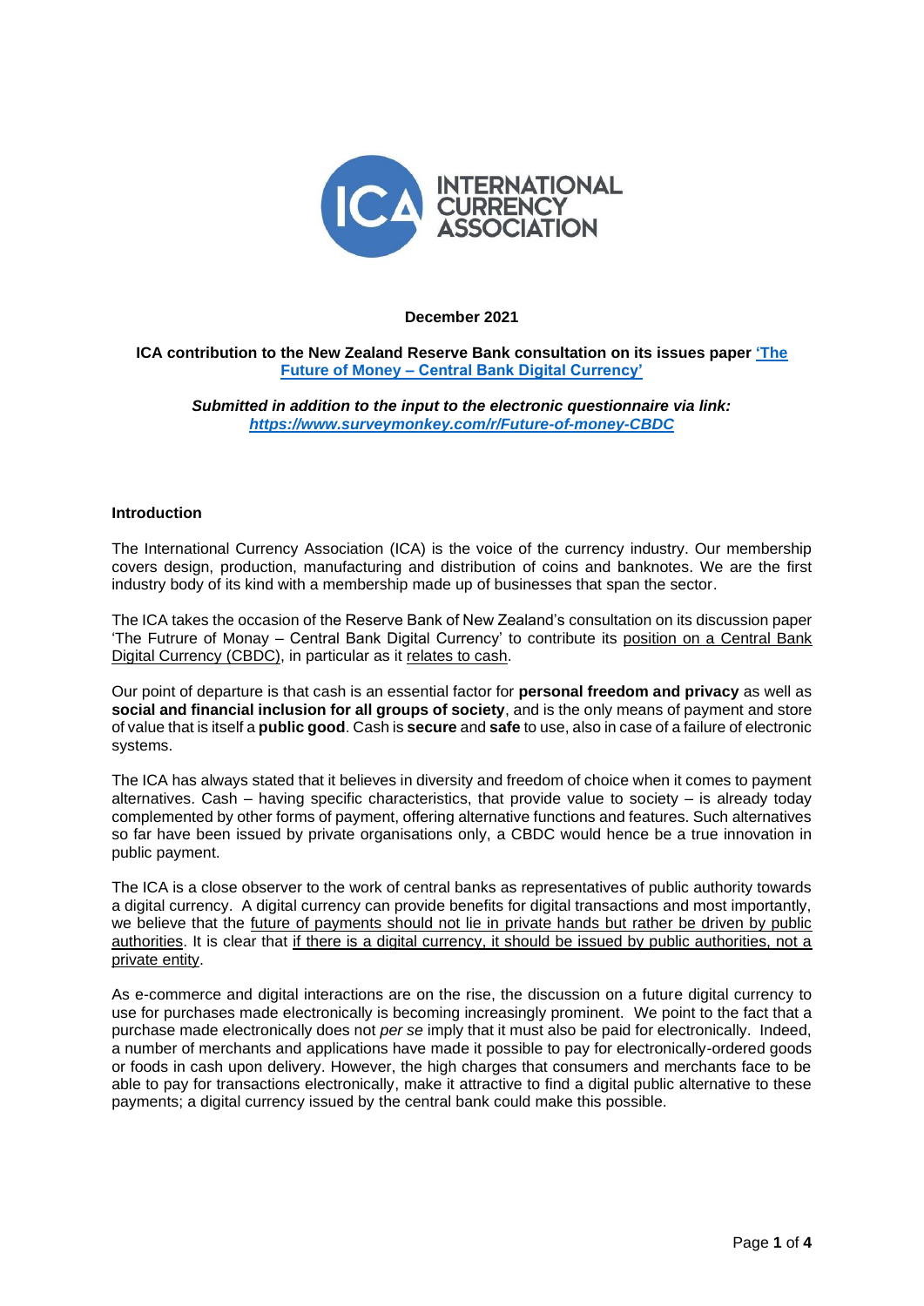**December 2021**

**ICA contribution to the New Zealand Reserve Bank consultation on its issues paper ['The Future of Money – Central Bank Digital Currency']**

***Submitted in addition to the input to the electronic questionnaire via link: [https://www.surveymonkey.com/r/Future-of-money-CBDC](https://www.surveymonkey.com/r/Future-of-money-CBDC)***

**Introduction**

The International Currency Association (ICA) is the voice of the currency industry. Our membership covers design, production, manufacturing and distribution of coins and banknotes. We are the first industry body of its kind with a membership made up of businesses that span the sector.

The ICA takes the occasion of the Reserve Bank of New Zealand's consultation on its discussion paper 'The Frutire of Monay – Central Bank Digital Currency' to contribute its position on a Central Bank Digital Currency (CBDC), in particular as it relates to cash.

Our point of departure is that cash is an essential factor for **personal freedom and privacy** as well as **social and financial inclusion for all groups of society**, and is the only means of payment and store of value that is itself a **public good**. Cash is **secure** and **safe** to use, also in case of a failure of electronic systems.

The ICA has always stated that it believes in diversity and freedom of choice when it comes to payment alternatives. Cash – having specific characteristics, that provide value to society – is already today complemented by other forms of payment, offering alternative functions and features. Such alternatives so far have been issued by private organisations only, a CBDC would hence be a true innovation in public payment.

The ICA is a close observer to the work of central banks as representatives of public authority towards a digital currency. A digital currency can provide benefits for digital transactions and most importantly, we believe that the future of payments should not lie in private hands but rather be driven by public authorities. It is clear that if there is a digital currency, it should be issued by public authorities, not a private entity.

As e-commerce and digital interactions are on the rise, the discussion on a future digital currency to use for purchases made electronically is becoming increasingly prominent. We point to the fact that a purchase made electronically does not *per se* imply that it must also be paid for electronically. Indeed, a number of merchants and applications have made it possible to pay for electronically-ordered goods or foods in cash upon delivery. However, the high charges that consumers and merchants face to be able to pay for transactions electronically, make it attractive to find a digital public alternative to these payments; a digital currency issued by the central bank could make this possible.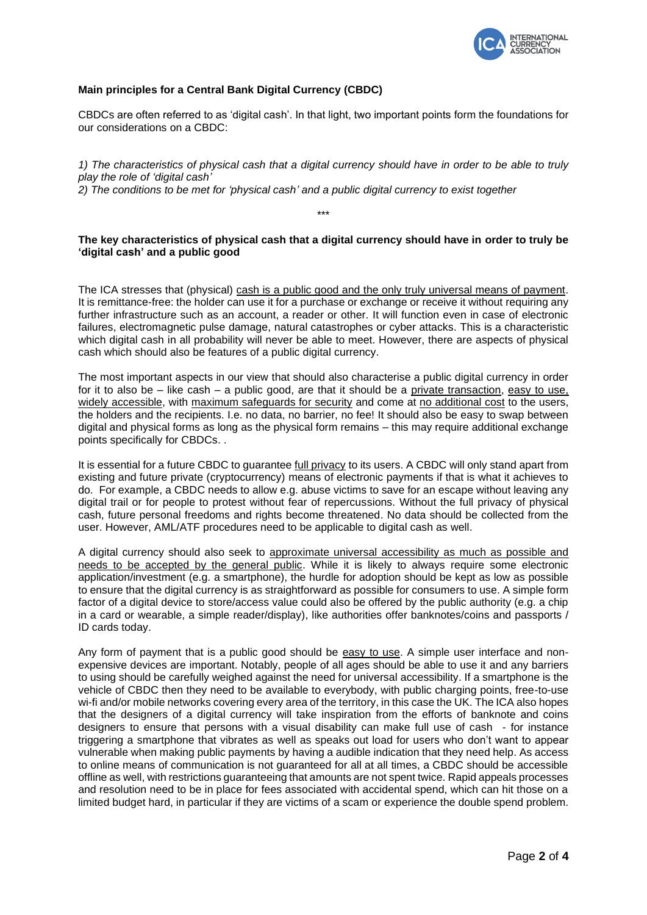**Main principles for a Central Bank Digital Currency (CBDC)**

CBDCs are often referred to as 'digital cash'. In that light, two important points form the foundations for our considerations on a CBDC:

*1) The characteristics of physical cash that a digital currency should have in order to be able to truly play the role of 'digital cash'*
*2) The conditions to be met for 'physical cash' and a public digital currency to exist together*

\*\*\*

**The key characteristics of physical cash that a digital currency should have in order to truly be 'digital cash' and a public good**

The ICA stresses that (physical) cash is a public good and the only truly universal means of payment. It is remittance-free: the holder can use it for a purchase or exchange or receive it without requiring any further infrastructure such as an account, a reader or other. It will function even in case of electronic failures, electromagnetic pulse damage, natural catastrophes or cyber attacks. This is a characteristic which digital cash in all probability will never be able to meet. However, there are aspects of physical cash which should also be features of a public digital currency.

The most important aspects in our view that should also characterise a public digital currency in order for it to also be – like cash – a public good, are that it should be a private transaction, easy to use, widely accessible, with maximum safeguards for security and come at no additional cost to the users, the holders and the recipients. I.e. no data, no barrier, no fee! It should also be easy to swap between digital and physical forms as long as the physical form remains – this may require additional exchange points specifically for CBDCs. .

It is essential for a future CBDC to guarantee full privacy to its users. A CBDC will only stand apart from existing and future private (cryptocurrency) means of electronic payments if that is what it achieves to do. For example, a CBDC needs to allow e.g. abuse victims to save for an escape without leaving any digital trail or for people to protest without fear of repercussions. Without the full privacy of physical cash, future personal freedoms and rights become threatened. No data should be collected from the user. However, AML/ATF procedures need to be applicable to digital cash as well.

A digital currency should also seek to approximate universal accessibility as much as possible and needs to be accepted by the general public. While it is likely to always require some electronic application/investment (e.g. a smartphone), the hurdle for adoption should be kept as low as possible to ensure that the digital currency is as straightforward as possible for consumers to use. A simple form factor of a digital device to store/access value could also be offered by the public authority (e.g. a chip in a card or wearable, a simple reader/display), like authorities offer banknotes/coins and passports / ID cards today.

Any form of payment that is a public good should be easy to use. A simple user interface and non-expensive devices are important. Notably, people of all ages should be able to use it and any barriers to using should be carefully weighed against the need for universal accessibility. If a smartphone is the vehicle of CBDC then they need to be available to everybody, with public charging points, free-to-use wi-fi and/or mobile networks covering every area of the territory, in this case the UK. The ICA also hopes that the designers of a digital currency will take inspiration from the efforts of banknote and coins designers to ensure that persons with a visual disability can make full use of cash - for instance triggering a smartphone that vibrates as well as speaks out load for users who don't want to appear vulnerable when making public payments by having a audible indication that they need help. As access to online means of communication is not guaranteed for all at all times, a CBDC should be accessible offline as well, with restrictions guaranteeing that amounts are not spent twice. Rapid appeals processes and resolution need to be in place for fees associated with accidental spend, which can hit those on a limited budget hard, in particular if they are victims of a scam or experience the double spend problem.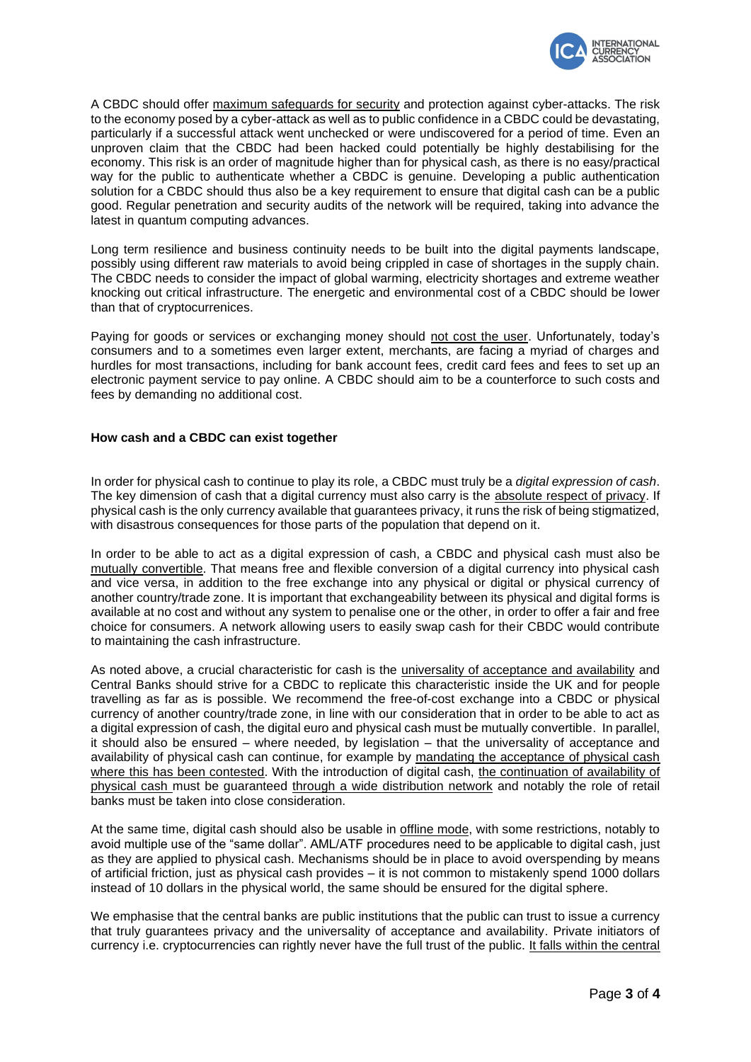A CBDC should offer maximum safeguards for security and protection against cyber-attacks. The risk to the economy posed by a cyber-attack as well as to public confidence in a CBDC could be devastating, particularly if a successful attack went unchecked or were undiscovered for a period of time. Even an unproven claim that the CBDC had been hacked could potentially be highly destabilising for the economy. This risk is an order of magnitude higher than for physical cash, as there is no easy/practical way for the public to authenticate whether a CBDC is genuine. Developing a public authentication solution for a CBDC should thus also be a key requirement to ensure that digital cash can be a public good. Regular penetration and security audits of the network will be required, taking into advance the latest in quantum computing advances.

Long term resilience and business continuity needs to be built into the digital payments landscape, possibly using different raw materials to avoid being crippled in case of shortages in the supply chain. The CBDC needs to consider the impact of global warming, electricity shortages and extreme weather knocking out critical infrastructure. The energetic and environmental cost of a CBDC should be lower than that of cryptocurrenices.

Paying for goods or services or exchanging money should not cost the user. Unfortunately, today's consumers and to a sometimes even larger extent, merchants, are facing a myriad of charges and hurdles for most transactions, including for bank account fees, credit card fees and fees to set up an electronic payment service to pay online. A CBDC should aim to be a counterforce to such costs and fees by demanding no additional cost.

**How cash and a CBDC can exist together**

In order for physical cash to continue to play its role, a CBDC must truly be a *digital expression of cash*. The key dimension of cash that a digital currency must also carry is the absolute respect of privacy. If physical cash is the only currency available that guarantees privacy, it runs the risk of being stigmatized, with disastrous consequences for those parts of the population that depend on it.

In order to be able to act as a digital expression of cash, a CBDC and physical cash must also be mutually convertible. That means free and flexible conversion of a digital currency into physical cash and vice versa, in addition to the free exchange into any physical or digital or physical currency of another country/trade zone. It is important that exchangeability between its physical and digital forms is available at no cost and without any system to penalise one or the other, in order to offer a fair and free choice for consumers. A network allowing users to easily swap cash for their CBDC would contribute to maintaining the cash infrastructure.

As noted above, a crucial characteristic for cash is the universality of acceptance and availability and Central Banks should strive for a CBDC to replicate this characteristic inside the UK and for people travelling as far as is possible. We recommend the free-of-cost exchange into a CBDC or physical currency of another country/trade zone, in line with our consideration that in order to be able to act as a digital expression of cash, the digital euro and physical cash must be mutually convertible. In parallel, it should also be ensured – where needed, by legislation – that the universality of acceptance and availability of physical cash can continue, for example by mandating the acceptance of physical cash where this has been contested. With the introduction of digital cash, the continuation of availability of physical cash must be guaranteed through a wide distribution network and notably the role of retail banks must be taken into close consideration.

At the same time, digital cash should also be usable in offline mode, with some restrictions, notably to avoid multiple use of the "same dollar". AML/ATF procedures need to be applicable to digital cash, just as they are applied to physical cash. Mechanisms should be in place to avoid overspending by means of artificial friction, just as physical cash provides – it is not common to mistakenly spend 1000 dollars instead of 10 dollars in the physical world, the same should be ensured for the digital sphere.

We emphasise that the central banks are public institutions that the public can trust to issue a currency that truly guarantees privacy and the universality of acceptance and availability. Private initiators of currency i.e. cryptocurrencies can rightly never have the full trust of the public. It falls within the central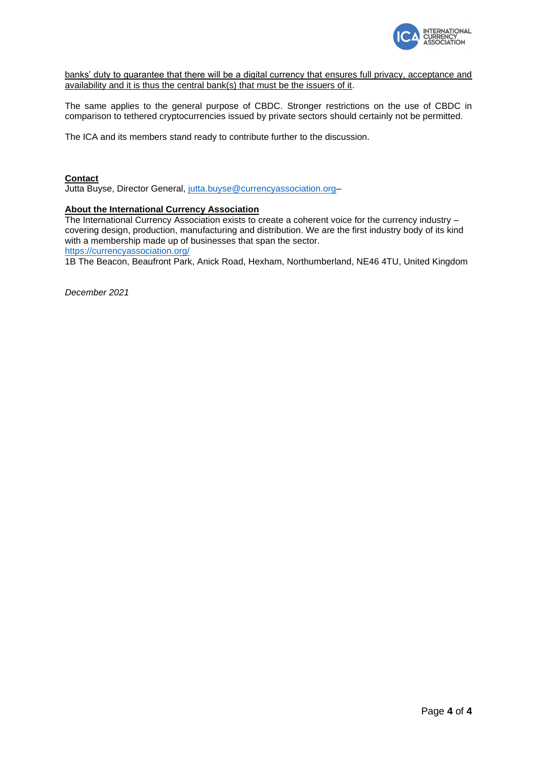banks' duty to guarantee that there will be a digital currency that ensures full privacy, acceptance and availability and it is thus the central bank(s) that must be the issuers of it.

The same applies to the general purpose of CBDC. Stronger restrictions on the use of CBDC in comparison to tethered cryptocurrencies issued by private sectors should certainly not be permitted.

The ICA and its members stand ready to contribute further to the discussion.

**Contact**

Jutta Buyse, Director General, jutta.buyse@currencyassociation.org–

**About the International Currency Association**

The International Currency Association exists to create a coherent voice for the currency industry – covering design, production, manufacturing and distribution. We are the first industry body of its kind with a membership made up of businesses that span the sector.

https://currencyassociation.org/

1B The Beacon, Beaufront Park, Anick Road, Hexham, Northumberland, NE46 4TU, United Kingdom

*December 2021*